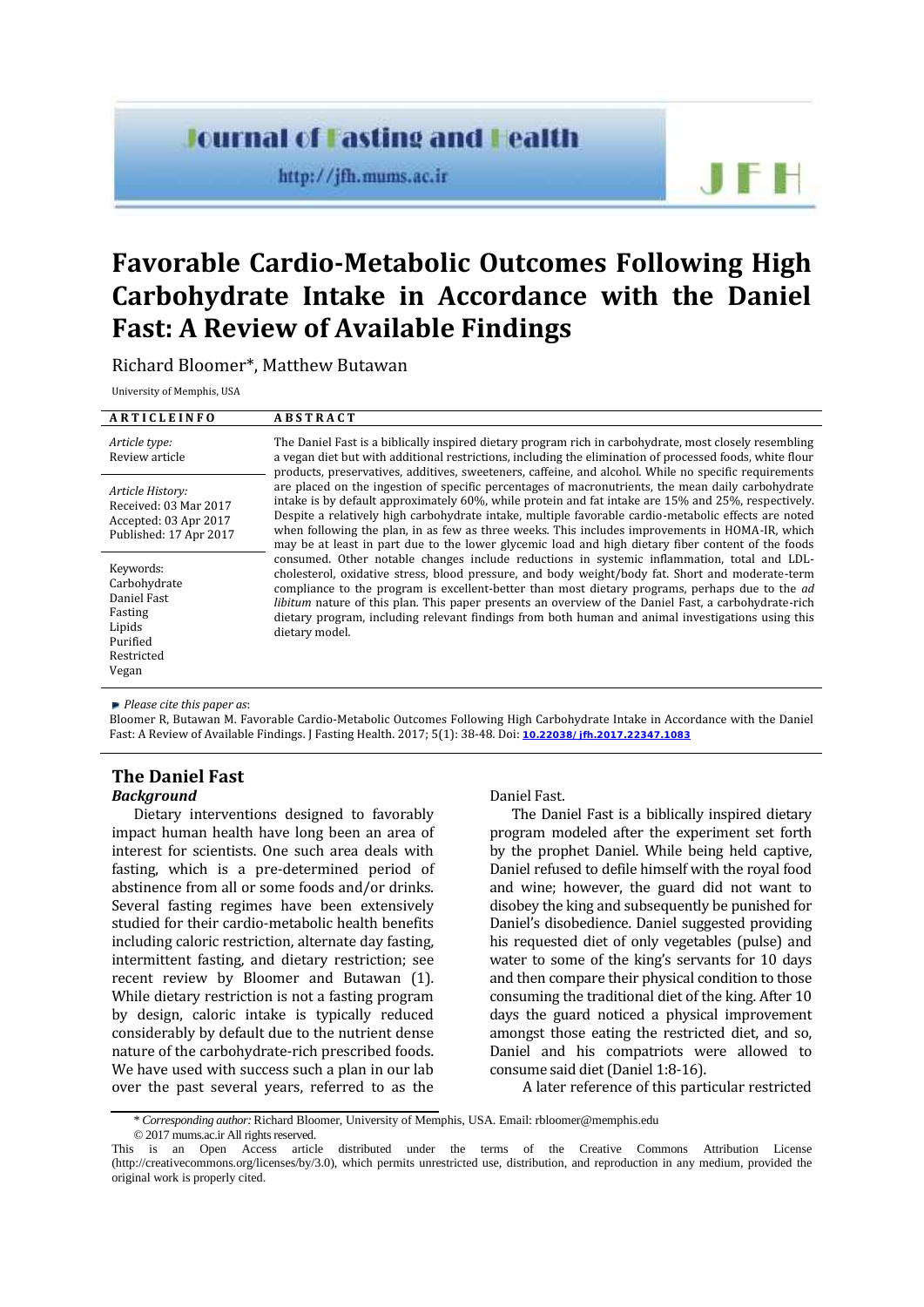Journal of Fasting and Health

http://jfh.mums.ac.ir

JFH

# Favorable Cardio-Metabolic Outcomes Following High Carbohydrate Intake in Accordance with the Daniel Fast: A Review of Available Findings

Richard Bloomer*, Matthew Butawan

University of Memphis, USA

**ARTICLE INFO**

*Article type:*
Review article

*Article History:*
Received: 03 Mar 2017
Accepted: 03 Apr 2017
Published: 17 Apr 2017

Keywords:
Carbohydrate
Daniel Fast
Fasting
Lipids
Purified
Restricted
Vegan

**ABSTRACT**

The Daniel Fast is a biblically inspired dietary program rich in carbohydrate, most closely resembling a vegan diet but with additional restrictions, including the elimination of processed foods, white flour products, preservatives, additives, sweeteners, caffeine, and alcohol. While no specific requirements are placed on the ingestion of specific percentages of macronutrients, the mean daily carbohydrate intake is by default approximately 60%, while protein and fat intake are 15% and 25%, respectively. Despite a relatively high carbohydrate intake, multiple favorable cardio-metabolic effects are noted when following the plan, in as few as three weeks. This includes improvements in HOMA-IR, which may be at least in part due to the lower glycemic load and high dietary fiber content of the foods consumed. Other notable changes include reductions in systemic inflammation, total and LDL-cholesterol, oxidative stress, blood pressure, and body weight/body fat. Short and moderate-term compliance to the program is excellent-better than most dietary programs, perhaps due to the *ad libitum* nature of this plan. This paper presents an overview of the Daniel Fast, a carbohydrate-rich dietary program, including relevant findings from both human and animal investigations using this dietary model.

*Please cite this paper as*:
Bloomer R, Butawan M. Favorable Cardio-Metabolic Outcomes Following High Carbohydrate Intake in Accordance with the Daniel Fast: A Review of Available Findings. J Fasting Health. 2017; 5(1): 38-48. Doi: 10.22038/jfh.2017.22347.1083

## The Daniel Fast

### *Background*

Dietary interventions designed to favorably impact human health have long been an area of interest for scientists. One such area deals with fasting, which is a pre-determined period of abstinence from all or some foods and/or drinks. Several fasting regimes have been extensively studied for their cardio-metabolic health benefits including caloric restriction, alternate day fasting, intermittent fasting, and dietary restriction; see recent review by Bloomer and Butawan (1). While dietary restriction is not a fasting program by design, caloric intake is typically reduced considerably by default due to the nutrient dense nature of the carbohydrate-rich prescribed foods. We have used with success such a plan in our lab over the past several years, referred to as the Daniel Fast.

The Daniel Fast is a biblically inspired dietary program modeled after the experiment set forth by the prophet Daniel. While being held captive, Daniel refused to defile himself with the royal food and wine; however, the guard did not want to disobey the king and subsequently be punished for Daniel's disobedience. Daniel suggested providing his requested diet of only vegetables (pulse) and water to some of the king's servants for 10 days and then compare their physical condition to those consuming the traditional diet of the king. After 10 days the guard noticed a physical improvement amongst those eating the restricted diet, and so, Daniel and his compatriots were allowed to consume said diet (Daniel 1:8-16).

A later reference of this particular restricted

\* *Corresponding author:* Richard Bloomer, University of Memphis, USA. Email: rbloomer@memphis.edu
© 2017 mums.ac.ir All rights reserved.
This is an Open Access article distributed under the terms of the Creative Commons Attribution License (http://creativecommons.org/licenses/by/3.0), which permits unrestricted use, distribution, and reproduction in any medium, provided the original work is properly cited.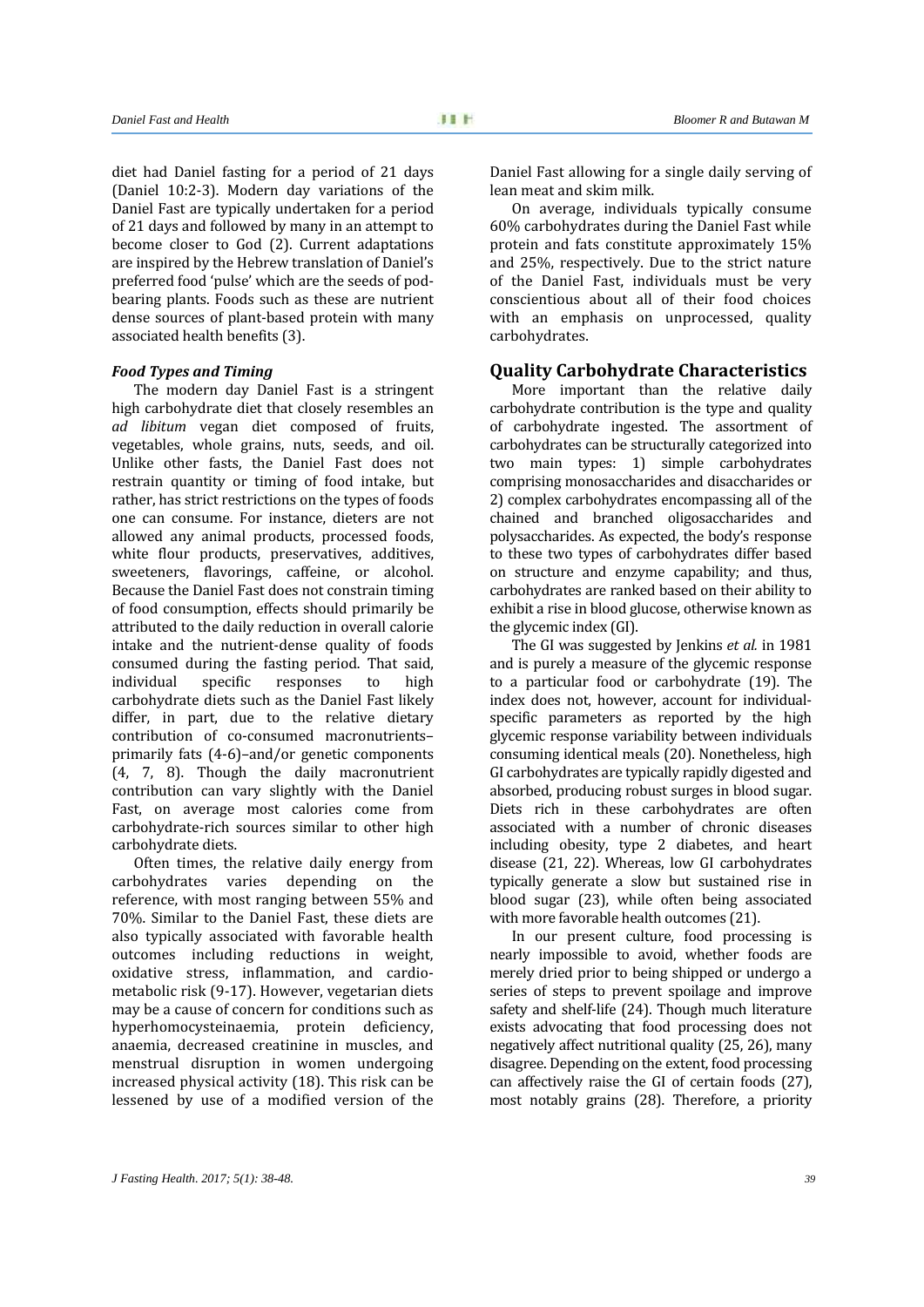diet had Daniel fasting for a period of 21 days (Daniel 10:2-3). Modern day variations of the Daniel Fast are typically undertaken for a period of 21 days and followed by many in an attempt to become closer to God (2). Current adaptations are inspired by the Hebrew translation of Daniel's preferred food 'pulse' which are the seeds of pod-bearing plants. Foods such as these are nutrient dense sources of plant-based protein with many associated health benefits (3).

### *Food Types and Timing*

The modern day Daniel Fast is a stringent high carbohydrate diet that closely resembles an *ad libitum* vegan diet composed of fruits, vegetables, whole grains, nuts, seeds, and oil. Unlike other fasts, the Daniel Fast does not restrain quantity or timing of food intake, but rather, has strict restrictions on the types of foods one can consume. For instance, dieters are not allowed any animal products, processed foods, white flour products, preservatives, additives, sweeteners, flavorings, caffeine, or alcohol. Because the Daniel Fast does not constrain timing of food consumption, effects should primarily be attributed to the daily reduction in overall calorie intake and the nutrient-dense quality of foods consumed during the fasting period. That said, individual specific responses to high carbohydrate diets such as the Daniel Fast likely differ, in part, due to the relative dietary contribution of co-consumed macronutrients–primarily fats (4-6)–and/or genetic components (4, 7, 8). Though the daily macronutrient contribution can vary slightly with the Daniel Fast, on average most calories come from carbohydrate-rich sources similar to other high carbohydrate diets.

Often times, the relative daily energy from carbohydrates varies depending on the reference, with most ranging between 55% and 70%. Similar to the Daniel Fast, these diets are also typically associated with favorable health outcomes including reductions in weight, oxidative stress, inflammation, and cardio-metabolic risk (9-17). However, vegetarian diets may be a cause of concern for conditions such as hyperhomocysteinaemia, protein deficiency, anaemia, decreased creatinine in muscles, and menstrual disruption in women undergoing increased physical activity (18). This risk can be lessened by use of a modified version of the Daniel Fast allowing for a single daily serving of lean meat and skim milk.

On average, individuals typically consume 60% carbohydrates during the Daniel Fast while protein and fats constitute approximately 15% and 25%, respectively. Due to the strict nature of the Daniel Fast, individuals must be very conscientious about all of their food choices with an emphasis on unprocessed, quality carbohydrates.

## Quality Carbohydrate Characteristics

More important than the relative daily carbohydrate contribution is the type and quality of carbohydrate ingested. The assortment of carbohydrates can be structurally categorized into two main types: 1) simple carbohydrates comprising monosaccharides and disaccharides or 2) complex carbohydrates encompassing all of the chained and branched oligosaccharides and polysaccharides. As expected, the body's response to these two types of carbohydrates differ based on structure and enzyme capability; and thus, carbohydrates are ranked based on their ability to exhibit a rise in blood glucose, otherwise known as the glycemic index (GI).

The GI was suggested by Jenkins *et al.* in 1981 and is purely a measure of the glycemic response to a particular food or carbohydrate (19). The index does not, however, account for individual-specific parameters as reported by the high glycemic response variability between individuals consuming identical meals (20). Nonetheless, high GI carbohydrates are typically rapidly digested and absorbed, producing robust surges in blood sugar. Diets rich in these carbohydrates are often associated with a number of chronic diseases including obesity, type 2 diabetes, and heart disease (21, 22). Whereas, low GI carbohydrates typically generate a slow but sustained rise in blood sugar (23), while often being associated with more favorable health outcomes (21).

In our present culture, food processing is nearly impossible to avoid, whether foods are merely dried prior to being shipped or undergo a series of steps to prevent spoilage and improve safety and shelf-life (24). Though much literature exists advocating that food processing does not negatively affect nutritional quality (25, 26), many disagree. Depending on the extent, food processing can affectively raise the GI of certain foods (27), most notably grains (28). Therefore, a priority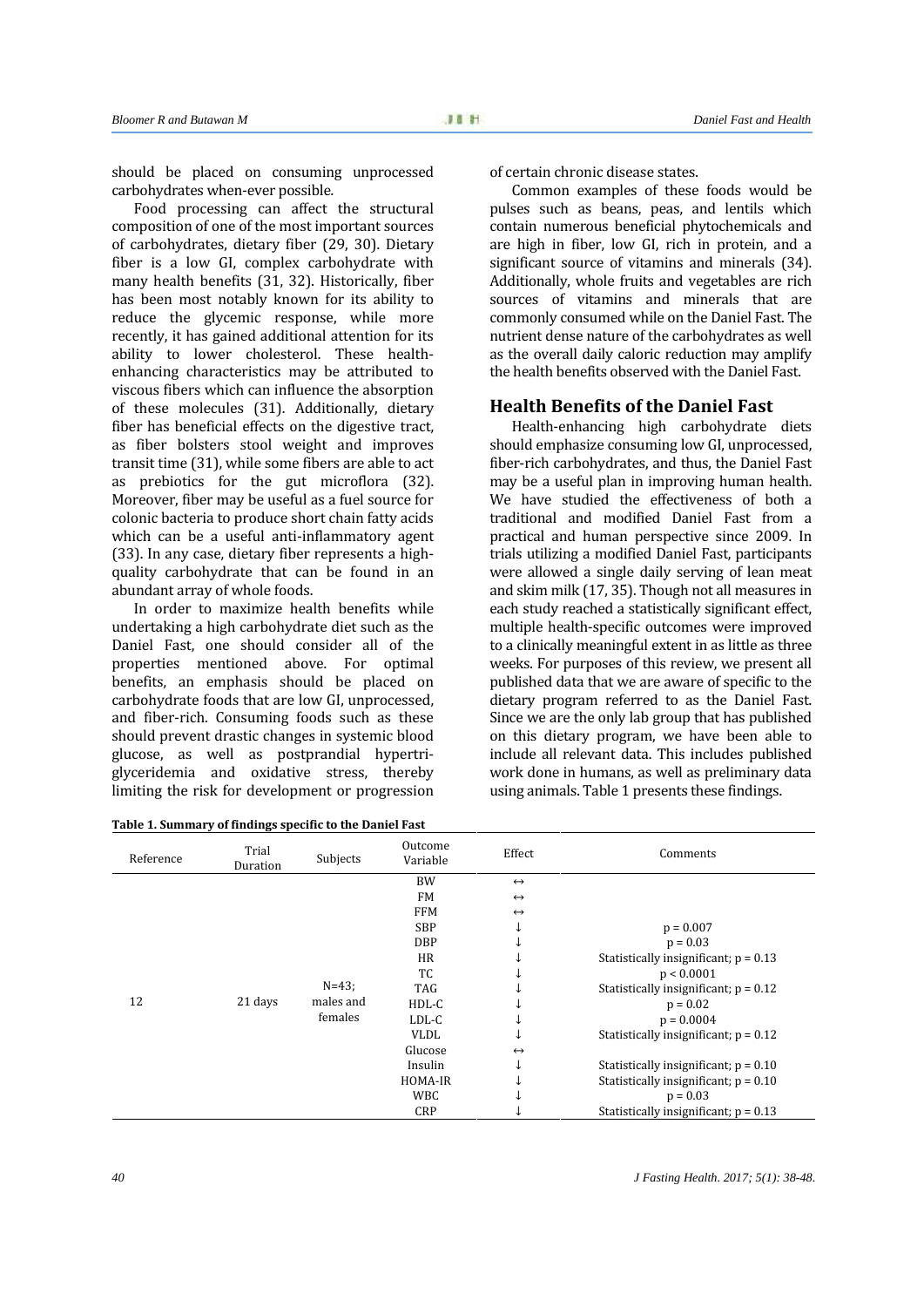should be placed on consuming unprocessed carbohydrates when-ever possible.

Food processing can affect the structural composition of one of the most important sources of carbohydrates, dietary fiber (29, 30). Dietary fiber is a low GI, complex carbohydrate with many health benefits (31, 32). Historically, fiber has been most notably known for its ability to reduce the glycemic response, while more recently, it has gained additional attention for its ability to lower cholesterol. These health-enhancing characteristics may be attributed to viscous fibers which can influence the absorption of these molecules (31). Additionally, dietary fiber has beneficial effects on the digestive tract, as fiber bolsters stool weight and improves transit time (31), while some fibers are able to act as prebiotics for the gut microflora (32). Moreover, fiber may be useful as a fuel source for colonic bacteria to produce short chain fatty acids which can be a useful anti-inflammatory agent (33). In any case, dietary fiber represents a high-quality carbohydrate that can be found in an abundant array of whole foods.

In order to maximize health benefits while undertaking a high carbohydrate diet such as the Daniel Fast, one should consider all of the properties mentioned above. For optimal benefits, an emphasis should be placed on carbohydrate foods that are low GI, unprocessed, and fiber-rich. Consuming foods such as these should prevent drastic changes in systemic blood glucose, as well as postprandial hypertriglyceridemia and oxidative stress, thereby limiting the risk for development or progression of certain chronic disease states.

Common examples of these foods would be pulses such as beans, peas, and lentils which contain numerous beneficial phytochemicals and are high in fiber, low GI, rich in protein, and a significant source of vitamins and minerals (34). Additionally, whole fruits and vegetables are rich sources of vitamins and minerals that are commonly consumed while on the Daniel Fast. The nutrient dense nature of the carbohydrates as well as the overall daily caloric reduction may amplify the health benefits observed with the Daniel Fast.

## Health Benefits of the Daniel Fast

Health-enhancing high carbohydrate diets should emphasize consuming low GI, unprocessed, fiber-rich carbohydrates, and thus, the Daniel Fast may be a useful plan in improving human health. We have studied the effectiveness of both a traditional and modified Daniel Fast from a practical and human perspective since 2009. In trials utilizing a modified Daniel Fast, participants were allowed a single daily serving of lean meat and skim milk (17, 35). Though not all measures in each study reached a statistically significant effect, multiple health-specific outcomes were improved to a clinically meaningful extent in as little as three weeks. For purposes of this review, we present all published data that we are aware of specific to the dietary program referred to as the Daniel Fast. Since we are the only lab group that has published on this dietary program, we have been able to include all relevant data. This includes published work done in humans, as well as preliminary data using animals. Table 1 presents these findings.

**Table 1. Summary of findings specific to the Daniel Fast**

| Reference | Trial Duration | Subjects | Outcome Variable | Effect | Comments |
|---|---|---|---|---|---|
| 12 | 21 days | N=43; males and females | BW | ↔ | |
| | | | FM | ↔ | |
| | | | FFM | ↔ | |
| | | | SBP | ↓ | $p = 0.007$ |
| | | | DBP | ↓ | $p = 0.03$ |
| | | | HR | ↓ | Statistically insignificant; $p = 0.13$ |
| | | | TC | ↓ | $p < 0.0001$ |
| | | | TAG | ↓ | Statistically insignificant; $p = 0.12$ |
| | | | HDL-C | ↓ | $p = 0.02$ |
| | | | LDL-C | ↓ | $p = 0.0004$ |
| | | | VLDL | ↓ | Statistically insignificant; $p = 0.12$ |
| | | | Glucose | ↔ | |
| | | | Insulin | ↓ | Statistically insignificant; $p = 0.10$ |
| | | | HOMA-IR | ↓ | Statistically insignificant; $p = 0.10$ |
| | | | WBC | ↓ | $p = 0.03$ |
| | | | CRP | ↓ | Statistically insignificant; $p = 0.13$ |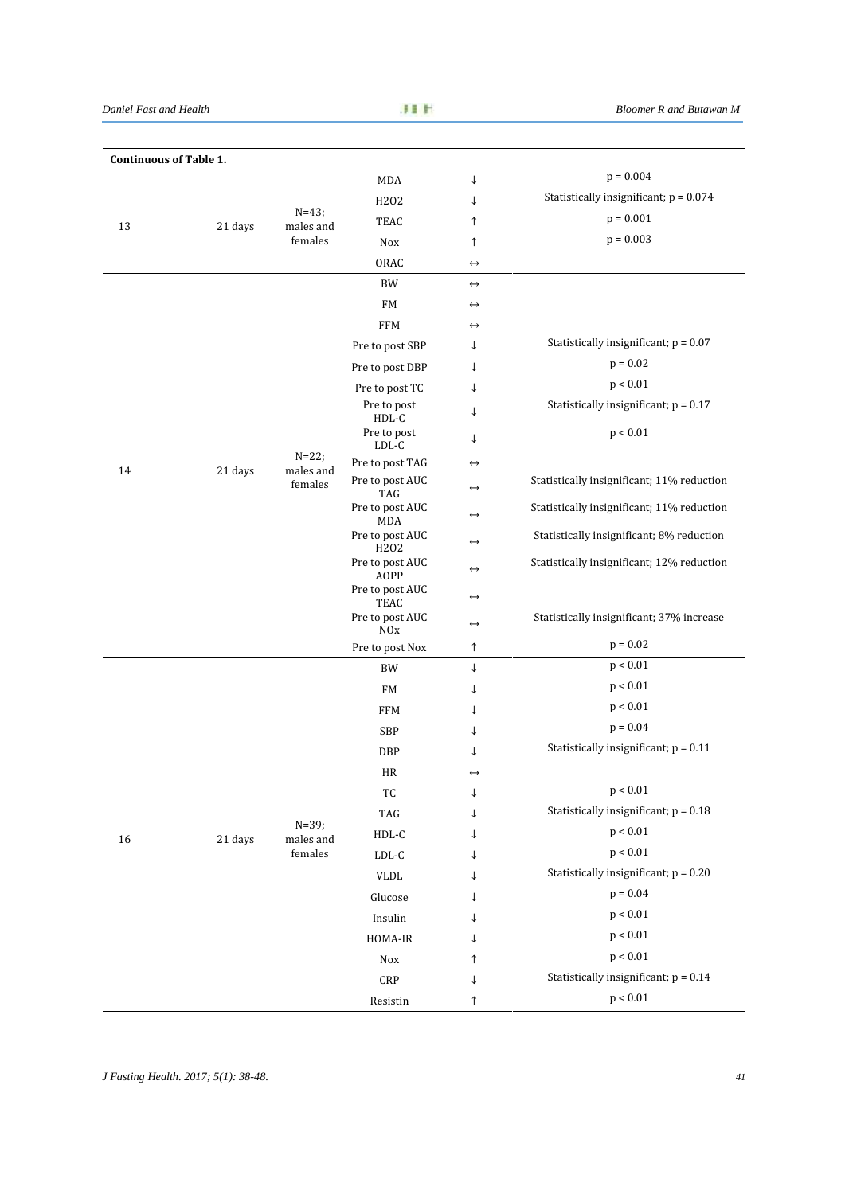**Continuous of Table 1.**

| | | | | | |
|---|---|---|---|---|---|
| 13 | 21 days | N=43; males and females | MDA | ↓ | $p = 0.004$ |
| | | | $H_2O_2$ | ↓ | Statistically insignificant; $p = 0.074$ |
| | | | TEAC | ↑ | $p = 0.001$ |
| | | | Nox | ↑ | $p = 0.003$ |
| | | | ORAC | ↔ | |
| 14 | 21 days | N=22; males and females | BW | ↔ | |
| | | | FM | ↔ | |
| | | | FFM | ↔ | |
| | | | Pre to post SBP | ↓ | Statistically insignificant; $p = 0.07$ |
| | | | Pre to post DBP | ↓ | $p = 0.02$ |
| | | | Pre to post TC | ↓ | $p < 0.01$ |
| | | | Pre to post HDL-C | ↓ | Statistically insignificant; $p = 0.17$ |
| | | | Pre to post LDL-C | ↓ | $p < 0.01$ |
| | | | Pre to post TAG | ↔ | |
| | | | Pre to post AUC TAG | ↔ | Statistically insignificant; 11% reduction |
| | | | Pre to post AUC MDA | ↔ | Statistically insignificant; 11% reduction |
| | | | Pre to post AUC $H_2O_2$ | ↔ | Statistically insignificant; 8% reduction |
| | | | Pre to post AUC AOPP | ↔ | Statistically insignificant; 12% reduction |
| | | | Pre to post AUC TEAC | ↔ | |
| | | | Pre to post AUC NOx | ↔ | Statistically insignificant; 37% increase |
| | | | Pre to post Nox | ↑ | $p = 0.02$ |
| 16 | 21 days | N=39; males and females | BW | ↓ | $p < 0.01$ |
| | | | FM | ↓ | $p < 0.01$ |
| | | | FFM | ↓ | $p < 0.01$ |
| | | | SBP | ↓ | $p = 0.04$ |
| | | | DBP | ↓ | Statistically insignificant; $p = 0.11$ |
| | | | HR | ↔ | |
| | | | TC | ↓ | $p < 0.01$ |
| | | | TAG | ↓ | Statistically insignificant; $p = 0.18$ |
| | | | HDL-C | ↓ | $p < 0.01$ |
| | | | LDL-C | ↓ | $p < 0.01$ |
| | | | VLDL | ↓ | Statistically insignificant; $p = 0.20$ |
| | | | Glucose | ↓ | $p = 0.04$ |
| | | | Insulin | ↓ | $p < 0.01$ |
| | | | HOMA-IR | ↓ | $p < 0.01$ |
| | | | Nox | ↑ | $p < 0.01$ |
| | | | CRP | ↓ | Statistically insignificant; $p = 0.14$ |
| | | | Resistin | ↑ | $p < 0.01$ |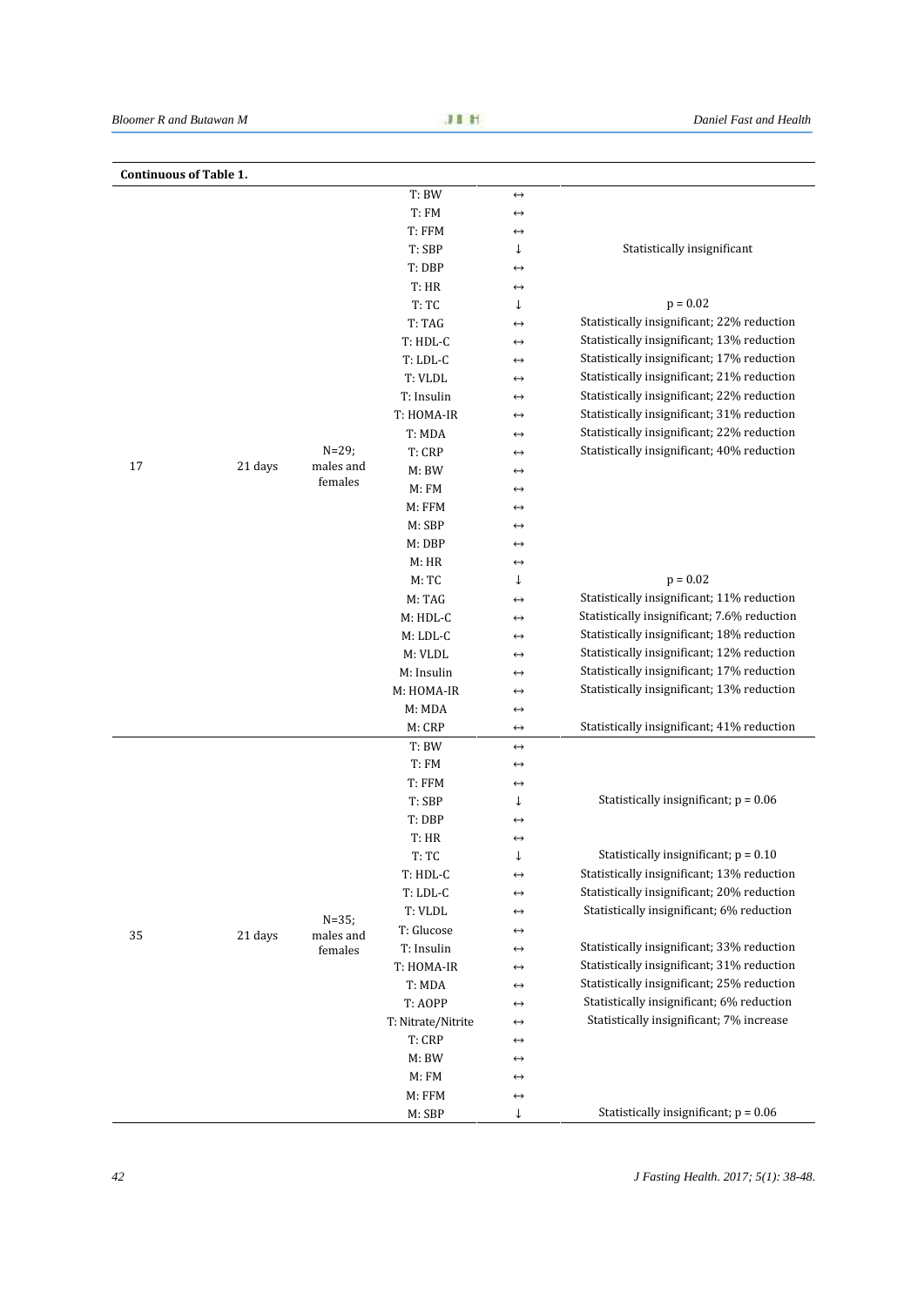**Continuous of Table 1.**

| | | | | | |
|---|---|---|---|---|---|
| 17 | 21 days | N=29; males and females | T: BW | ↔ | |
| | | | T: FM | ↔ | |
| | | | T: FFM | ↔ | |
| | | | T: SBP | ↓ | Statistically insignificant |
| | | | T: DBP | ↔ | |
| | | | T: HR | ↔ | |
| | | | T: TC | ↓ | p = 0.02 |
| | | | T: TAG | ↔ | Statistically insignificant; 22% reduction |
| | | | T: HDL-C | ↔ | Statistically insignificant; 13% reduction |
| | | | T: LDL-C | ↔ | Statistically insignificant; 17% reduction |
| | | | T: VLDL | ↔ | Statistically insignificant; 21% reduction |
| | | | T: Insulin | ↔ | Statistically insignificant; 22% reduction |
| | | | T: HOMA-IR | ↔ | Statistically insignificant; 31% reduction |
| | | | T: MDA | ↔ | Statistically insignificant; 22% reduction |
| | | | T: CRP | ↔ | Statistically insignificant; 40% reduction |
| | | | M: BW | ↔ | |
| | | | M: FM | ↔ | |
| | | | M: FFM | ↔ | |
| | | | M: SBP | ↔ | |
| | | | M: DBP | ↔ | |
| | | | M: HR | ↔ | |
| | | | M: TC | ↓ | p = 0.02 |
| | | | M: TAG | ↔ | Statistically insignificant; 11% reduction |
| | | | M: HDL-C | ↔ | Statistically insignificant; 7.6% reduction |
| | | | M: LDL-C | ↔ | Statistically insignificant; 18% reduction |
| | | | M: VLDL | ↔ | Statistically insignificant; 12% reduction |
| | | | M: Insulin | ↔ | Statistically insignificant; 17% reduction |
| | | | M: HOMA-IR | ↔ | Statistically insignificant; 13% reduction |
| | | | M: MDA | ↔ | |
| | | | M: CRP | ↔ | Statistically insignificant; 41% reduction |
| 35 | 21 days | N=35; males and females | T: BW | ↔ | |
| | | | T: FM | ↔ | |
| | | | T: FFM | ↔ | |
| | | | T: SBP | ↓ | Statistically insignificant; p = 0.06 |
| | | | T: DBP | ↔ | |
| | | | T: HR | ↔ | |
| | | | T: TC | ↓ | Statistically insignificant; p = 0.10 |
| | | | T: HDL-C | ↔ | Statistically insignificant; 13% reduction |
| | | | T: LDL-C | ↔ | Statistically insignificant; 20% reduction |
| | | | T: VLDL | ↔ | Statistically insignificant; 6% reduction |
| | | | T: Glucose | ↔ | |
| | | | T: Insulin | ↔ | Statistically insignificant; 33% reduction |
| | | | T: HOMA-IR | ↔ | Statistically insignificant; 31% reduction |
| | | | T: MDA | ↔ | Statistically insignificant; 25% reduction |
| | | | T: AOPP | ↔ | Statistically insignificant; 6% reduction |
| | | | T: Nitrate/Nitrite | ↔ | Statistically insignificant; 7% increase |
| | | | T: CRP | ↔ | |
| | | | M: BW | ↔ | |
| | | | M: FM | ↔ | |
| | | | M: FFM | ↔ | |
| | | | M: SBP | ↓ | Statistically insignificant; p = 0.06 |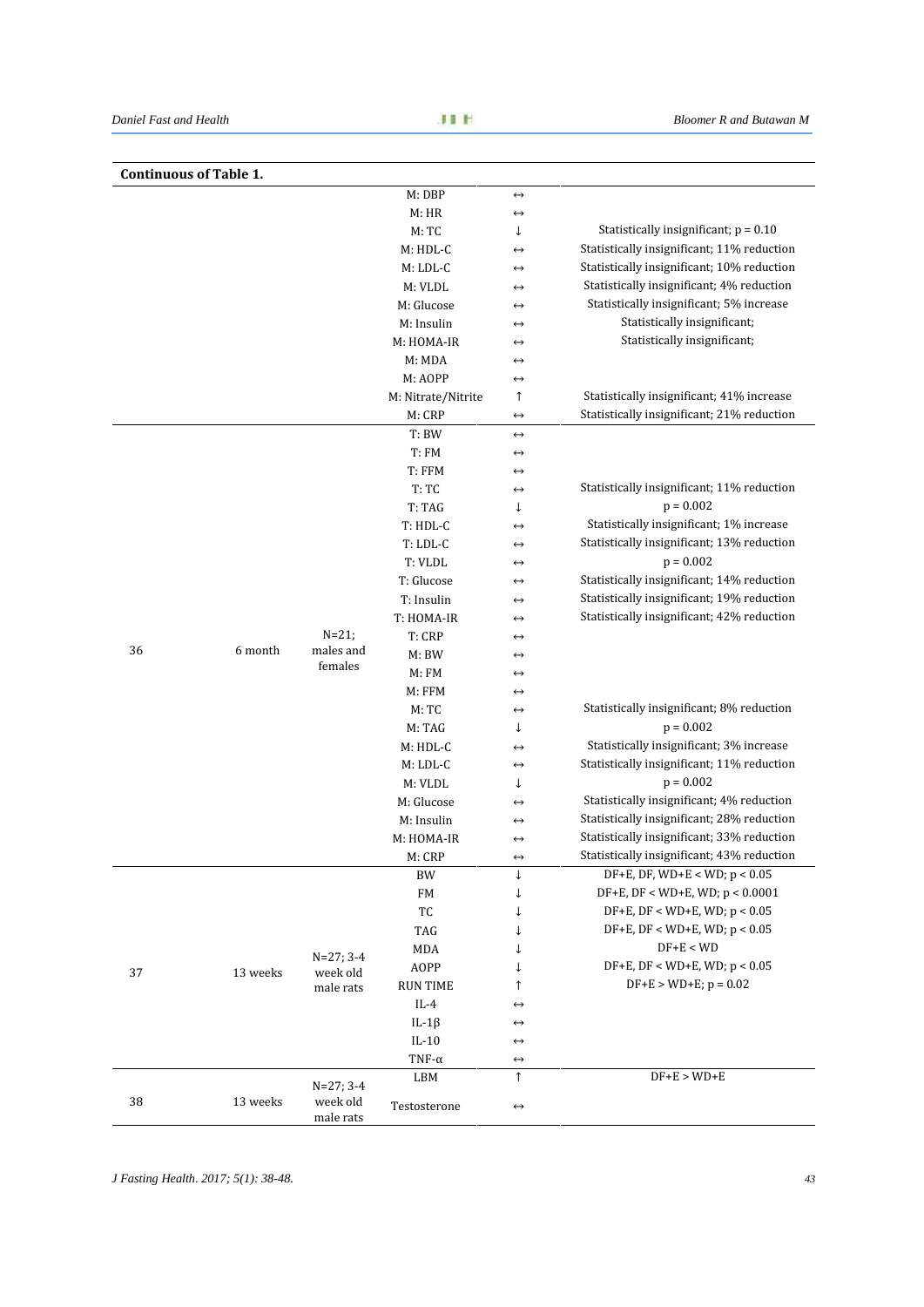**Continuous of Table 1.**

| | | | | | |
|---|---|---|---|---|---|
| | | | M: DBP | ↔ | |
| | | | M: HR | ↔ | |
| | | | M: TC | ↓ | Statistically insignificant; $p = 0.10$ |
| | | | M: HDL-C | ↔ | Statistically insignificant; 11% reduction |
| | | | M: LDL-C | ↔ | Statistically insignificant; 10% reduction |
| | | | M: VLDL | ↔ | Statistically insignificant; 4% reduction |
| | | | M: Glucose | ↔ | Statistically insignificant; 5% increase |
| | | | M: Insulin | ↔ | Statistically insignificant; |
| | | | M: HOMA-IR | ↔ | Statistically insignificant; |
| | | | M: MDA | ↔ | |
| | | | M: AOPP | ↔ | |
| | | | M: Nitrate/Nitrite | ↑ | Statistically insignificant; 41% increase |
| | | | M: CRP | ↔ | Statistically insignificant; 21% reduction |
| 36 | 6 month | N=21; males and females | T: BW | ↔ | |
| | | | T: FM | ↔ | |
| | | | T: FFM | ↔ | |
| | | | T: TC | ↔ | Statistically insignificant; 11% reduction |
| | | | T: TAG | ↓ | $p = 0.002$ |
| | | | T: HDL-C | ↔ | Statistically insignificant; 1% increase |
| | | | T: LDL-C | ↔ | Statistically insignificant; 13% reduction |
| | | | T: VLDL | ↔ | $p = 0.002$ |
| | | | T: Glucose | ↔ | Statistically insignificant; 14% reduction |
| | | | T: Insulin | ↔ | Statistically insignificant; 19% reduction |
| | | | T: HOMA-IR | ↔ | Statistically insignificant; 42% reduction |
| | | | T: CRP | ↔ | |
| | | | M: BW | ↔ | |
| | | | M: FM | ↔ | |
| | | | M: FFM | ↔ | |
| | | | M: TC | ↔ | Statistically insignificant; 8% reduction |
| | | | M: TAG | ↓ | $p = 0.002$ |
| | | | M: HDL-C | ↔ | Statistically insignificant; 3% increase |
| | | | M: LDL-C | ↔ | Statistically insignificant; 11% reduction |
| | | | M: VLDL | ↓ | $p = 0.002$ |
| | | | M: Glucose | ↔ | Statistically insignificant; 4% reduction |
| | | | M: Insulin | ↔ | Statistically insignificant; 28% reduction |
| | | | M: HOMA-IR | ↔ | Statistically insignificant; 33% reduction |
| | | | M: CRP | ↔ | Statistically insignificant; 43% reduction |
| 37 | 13 weeks | N=27; 3-4 week old male rats | BW | ↓ | DF+E, DF, WD+E < WD; $p < 0.05$ |
| | | | FM | ↓ | DF+E, DF < WD+E, WD; $p < 0.0001$ |
| | | | TC | ↓ | DF+E, DF < WD+E, WD; $p < 0.05$ |
| | | | TAG | ↓ | DF+E, DF < WD+E, WD; $p < 0.05$ |
| | | | MDA | ↓ | DF+E < WD |
| | | | AOPP | ↓ | DF+E, DF < WD+E, WD; $p < 0.05$ |
| | | | RUN TIME | ↑ | DF+E > WD+E; $p = 0.02$ |
| | | | IL-4 | ↔ | |
| | | | IL-1β | ↔ | |
| | | | IL-10 | ↔ | |
| | | | TNF-α | ↔ | |
| 38 | 13 weeks | N=27; 3-4 week old male rats | LBM | ↑ | DF+E > WD+E |
| | | | Testosterone | ↔ | |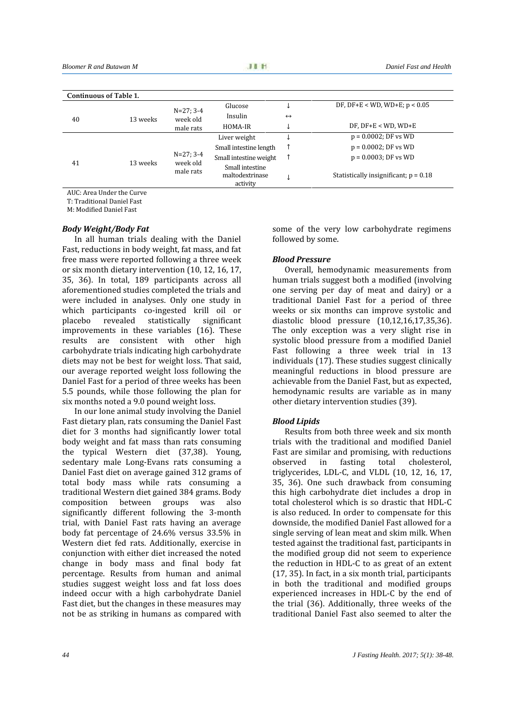**Continuous of Table 1.**

| | | | | | |
|---|---|---|---|---|---|
| 40 | 13 weeks | N=27; 3-4 week old male rats | Glucose | ↓ | DF, DF+E < WD, WD+E; $p < 0.05$ |
| | | | Insulin | ↔ | |
| | | | HOMA-IR | ↓ | DF, DF+E < WD, WD+E |
| 41 | 13 weeks | N=27; 3-4 week old male rats | Liver weight | ↓ | $p = 0.0002$; DF vs WD |
| | | | Small intestine length | ↑ | $p = 0.0002$; DF vs WD |
| | | | Small intestine weight | ↑ | $p = 0.0003$; DF vs WD |
| | | | Small intestine maltodextrinase activity | ↓ | Statistically insignificant; $p = 0.18$ |

AUC: Area Under the Curve
T: Traditional Daniel Fast
M: Modified Daniel Fast

### *Body Weight/Body Fat*

In all human trials dealing with the Daniel Fast, reductions in body weight, fat mass, and fat free mass were reported following a three week or six month dietary intervention (10, 12, 16, 17, 35, 36). In total, 189 participants across all aforementioned studies completed the trials and were included in analyses. Only one study in which participants co-ingested krill oil or placebo revealed statistically significant improvements in these variables (16). These results are consistent with other high carbohydrate trials indicating high carbohydrate diets may not be best for weight loss. That said, our average reported weight loss following the Daniel Fast for a period of three weeks has been 5.5 pounds, while those following the plan for six months noted a 9.0 pound weight loss.

In our lone animal study involving the Daniel Fast dietary plan, rats consuming the Daniel Fast diet for 3 months had significantly lower total body weight and fat mass than rats consuming the typical Western diet (37,38). Young, sedentary male Long-Evans rats consuming a Daniel Fast diet on average gained 312 grams of total body mass while rats consuming a traditional Western diet gained 384 grams. Body composition between groups was also significantly different following the 3-month trial, with Daniel Fast rats having an average body fat percentage of 24.6% versus 33.5% in Western diet fed rats. Additionally, exercise in conjunction with either diet increased the noted change in body mass and final body fat percentage. Results from human and animal studies suggest weight loss and fat loss does indeed occur with a high carbohydrate Daniel Fast diet, but the changes in these measures may not be as striking in humans as compared with some of the very low carbohydrate regimens followed by some.

### *Blood Pressure*

Overall, hemodynamic measurements from human trials suggest both a modified (involving one serving per day of meat and dairy) or a traditional Daniel Fast for a period of three weeks or six months can improve systolic and diastolic blood pressure (10,12,16,17,35,36). The only exception was a very slight rise in systolic blood pressure from a modified Daniel Fast following a three week trial in 13 individuals (17). These studies suggest clinically meaningful reductions in blood pressure are achievable from the Daniel Fast, but as expected, hemodynamic results are variable as in many other dietary intervention studies (39).

### *Blood Lipids*

Results from both three week and six month trials with the traditional and modified Daniel Fast are similar and promising, with reductions observed in fasting total cholesterol, triglycerides, LDL-C, and VLDL (10, 12, 16, 17, 35, 36). One such drawback from consuming this high carbohydrate diet includes a drop in total cholesterol which is so drastic that HDL-C is also reduced. In order to compensate for this downside, the modified Daniel Fast allowed for a single serving of lean meat and skim milk. When tested against the traditional fast, participants in the modified group did not seem to experience the reduction in HDL-C to as great of an extent (17, 35). In fact, in a six month trial, participants in both the traditional and modified groups experienced increases in HDL-C by the end of the trial (36). Additionally, three weeks of the traditional Daniel Fast also seemed to alter the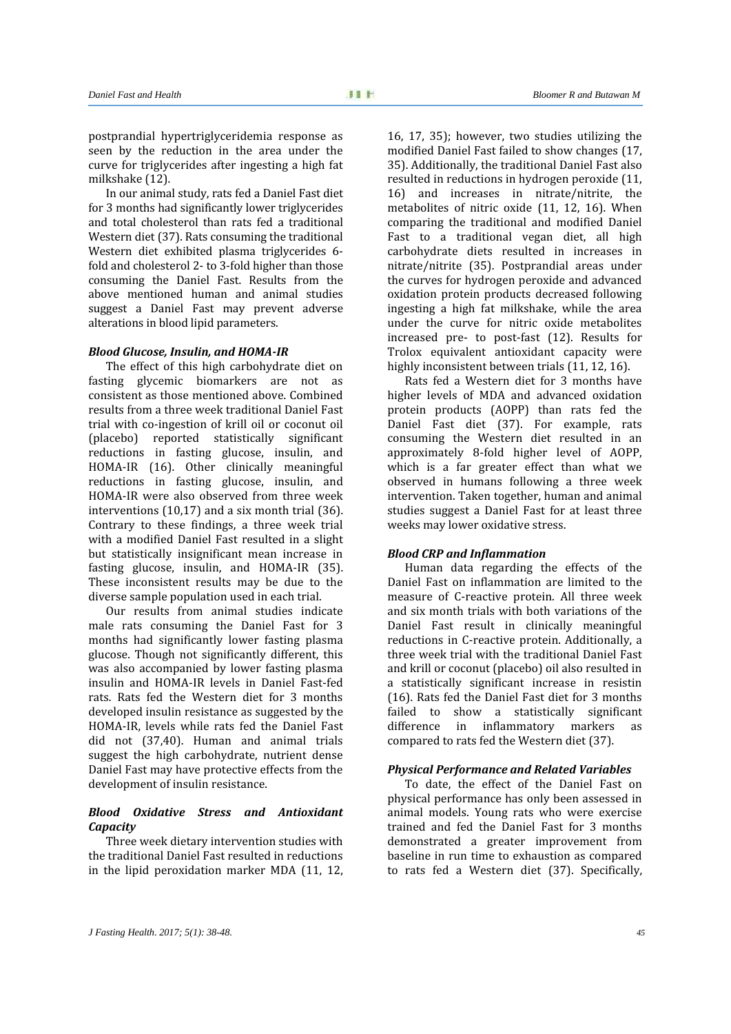postprandial hypertriglyceridemia response as seen by the reduction in the area under the curve for triglycerides after ingesting a high fat milkshake (12).

In our animal study, rats fed a Daniel Fast diet for 3 months had significantly lower triglycerides and total cholesterol than rats fed a traditional Western diet (37). Rats consuming the traditional Western diet exhibited plasma triglycerides 6-fold and cholesterol 2- to 3-fold higher than those consuming the Daniel Fast. Results from the above mentioned human and animal studies suggest a Daniel Fast may prevent adverse alterations in blood lipid parameters.

***Blood Glucose, Insulin, and HOMA-IR***

The effect of this high carbohydrate diet on fasting glycemic biomarkers are not as consistent as those mentioned above. Combined results from a three week traditional Daniel Fast trial with co-ingestion of krill oil or coconut oil (placebo) reported statistically significant reductions in fasting glucose, insulin, and HOMA-IR (16). Other clinically meaningful reductions in fasting glucose, insulin, and HOMA-IR were also observed from three week interventions (10,17) and a six month trial (36). Contrary to these findings, a three week trial with a modified Daniel Fast resulted in a slight but statistically insignificant mean increase in fasting glucose, insulin, and HOMA-IR (35). These inconsistent results may be due to the diverse sample population used in each trial.

Our results from animal studies indicate male rats consuming the Daniel Fast for 3 months had significantly lower fasting plasma glucose. Though not significantly different, this was also accompanied by lower fasting plasma insulin and HOMA-IR levels in Daniel Fast-fed rats. Rats fed the Western diet for 3 months developed insulin resistance as suggested by the HOMA-IR, levels while rats fed the Daniel Fast did not (37,40). Human and animal trials suggest the high carbohydrate, nutrient dense Daniel Fast may have protective effects from the development of insulin resistance.

***Blood Oxidative Stress and Antioxidant Capacity***

Three week dietary intervention studies with the traditional Daniel Fast resulted in reductions in the lipid peroxidation marker MDA (11, 12, 16, 17, 35); however, two studies utilizing the modified Daniel Fast failed to show changes (17, 35). Additionally, the traditional Daniel Fast also resulted in reductions in hydrogen peroxide (11, 16) and increases in nitrate/nitrite, the metabolites of nitric oxide (11, 12, 16). When comparing the traditional and modified Daniel Fast to a traditional vegan diet, all high carbohydrate diets resulted in increases in nitrate/nitrite (35). Postprandial areas under the curves for hydrogen peroxide and advanced oxidation protein products decreased following ingesting a high fat milkshake, while the area under the curve for nitric oxide metabolites increased pre- to post-fast (12). Results for Trolox equivalent antioxidant capacity were highly inconsistent between trials (11, 12, 16).

Rats fed a Western diet for 3 months have higher levels of MDA and advanced oxidation protein products (AOPP) than rats fed the Daniel Fast diet (37). For example, rats consuming the Western diet resulted in an approximately 8-fold higher level of AOPP, which is a far greater effect than what we observed in humans following a three week intervention. Taken together, human and animal studies suggest a Daniel Fast for at least three weeks may lower oxidative stress.

***Blood CRP and Inflammation***

Human data regarding the effects of the Daniel Fast on inflammation are limited to the measure of C-reactive protein. All three week and six month trials with both variations of the Daniel Fast result in clinically meaningful reductions in C-reactive protein. Additionally, a three week trial with the traditional Daniel Fast and krill or coconut (placebo) oil also resulted in a statistically significant increase in resistin (16). Rats fed the Daniel Fast diet for 3 months failed to show a statistically significant difference in inflammatory markers as compared to rats fed the Western diet (37).

***Physical Performance and Related Variables***

To date, the effect of the Daniel Fast on physical performance has only been assessed in animal models. Young rats who were exercise trained and fed the Daniel Fast for 3 months demonstrated a greater improvement from baseline in run time to exhaustion as compared to rats fed a Western diet (37). Specifically,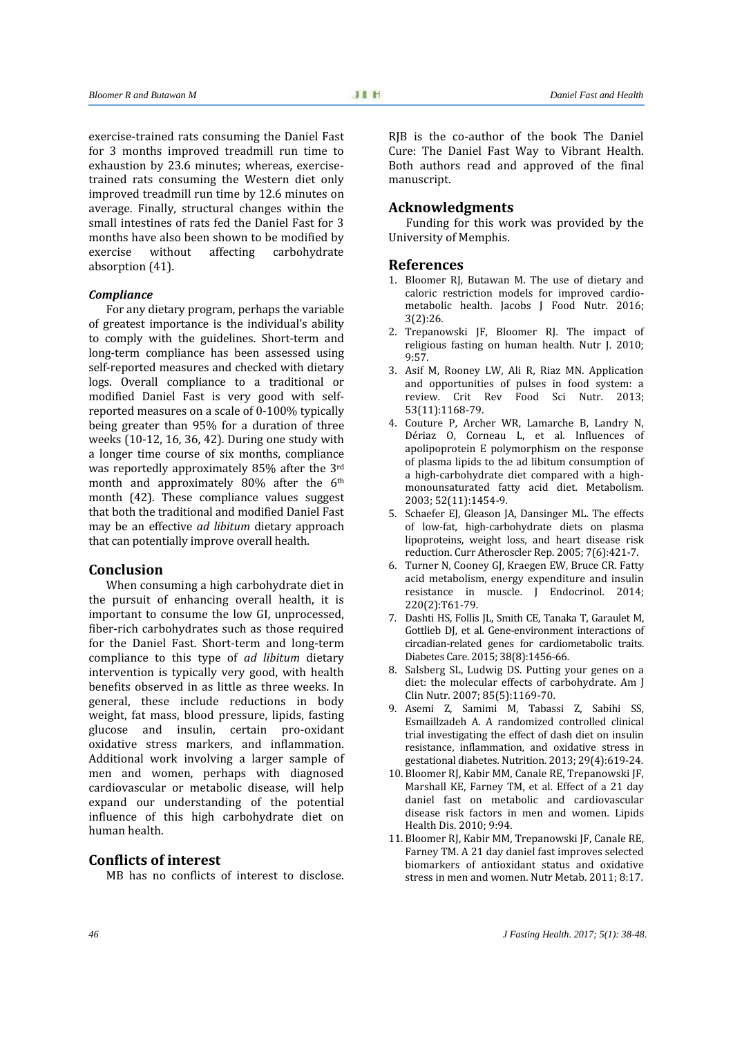exercise-trained rats consuming the Daniel Fast for 3 months improved treadmill run time to exhaustion by 23.6 minutes; whereas, exercise-trained rats consuming the Western diet only improved treadmill run time by 12.6 minutes on average. Finally, structural changes within the small intestines of rats fed the Daniel Fast for 3 months have also been shown to be modified by exercise without affecting carbohydrate absorption (41).

### *Compliance*

For any dietary program, perhaps the variable of greatest importance is the individual's ability to comply with the guidelines. Short-term and long-term compliance has been assessed using self-reported measures and checked with dietary logs. Overall compliance to a traditional or modified Daniel Fast is very good with self-reported measures on a scale of 0-100% typically being greater than 95% for a duration of three weeks (10-12, 16, 36, 42). During one study with a longer time course of six months, compliance was reportedly approximately 85% after the 3rd month and approximately 80% after the 6th month (42). These compliance values suggest that both the traditional and modified Daniel Fast may be an effective *ad libitum* dietary approach that can potentially improve overall health.

## Conclusion

When consuming a high carbohydrate diet in the pursuit of enhancing overall health, it is important to consume the low GI, unprocessed, fiber-rich carbohydrates such as those required for the Daniel Fast. Short-term and long-term compliance to this type of *ad libitum* dietary intervention is typically very good, with health benefits observed in as little as three weeks. In general, these include reductions in body weight, fat mass, blood pressure, lipids, fasting glucose and insulin, certain pro-oxidant oxidative stress markers, and inflammation. Additional work involving a larger sample of men and women, perhaps with diagnosed cardiovascular or metabolic disease, will help expand our understanding of the potential influence of this high carbohydrate diet on human health.

## Conflicts of interest

MB has no conflicts of interest to disclose. RJB is the co-author of the book The Daniel Cure: The Daniel Fast Way to Vibrant Health. Both authors read and approved of the final manuscript.

## Acknowledgments

Funding for this work was provided by the University of Memphis.

## References

1. Bloomer RJ, Butawan M. The use of dietary and caloric restriction models for improved cardio-metabolic health. Jacobs J Food Nutr. 2016; 3(2):26.
2. Trepanowski JF, Bloomer RJ. The impact of religious fasting on human health. Nutr J. 2010; 9:57.
3. Asif M, Rooney LW, Ali R, Riaz MN. Application and opportunities of pulses in food system: a review. Crit Rev Food Sci Nutr. 2013; 53(11):1168-79.
4. Couture P, Archer WR, Lamarche B, Landry N, Dériaz O, Corneau L, et al. Influences of apolipoprotein E polymorphism on the response of plasma lipids to the ad libitum consumption of a high-carbohydrate diet compared with a high-monounsaturated fatty acid diet. Metabolism. 2003; 52(11):1454-9.
5. Schaefer EJ, Gleason JA, Dansinger ML. The effects of low-fat, high-carbohydrate diets on plasma lipoproteins, weight loss, and heart disease risk reduction. Curr Atheroscler Rep. 2005; 7(6):421-7.
6. Turner N, Cooney GJ, Kraegen EW, Bruce CR. Fatty acid metabolism, energy expenditure and insulin resistance in muscle. J Endocrinol. 2014; 220(2):T61-79.
7. Dashti HS, Follis JL, Smith CE, Tanaka T, Garaulet M, Gottlieb DJ, et al. Gene-environment interactions of circadian-related genes for cardiometabolic traits. Diabetes Care. 2015; 38(8):1456-66.
8. Salsberg SL, Ludwig DS. Putting your genes on a diet: the molecular effects of carbohydrate. Am J Clin Nutr. 2007; 85(5):1169-70.
9. Asemi Z, Samimi M, Tabassi Z, Sabihi SS, Esmaillzadeh A. A randomized controlled clinical trial investigating the effect of dash diet on insulin resistance, inflammation, and oxidative stress in gestational diabetes. Nutrition. 2013; 29(4):619-24.
10. Bloomer RJ, Kabir MM, Canale RE, Trepanowski JF, Marshall KE, Farney TM, et al. Effect of a 21 day daniel fast on metabolic and cardiovascular disease risk factors in men and women. Lipids Health Dis. 2010; 9:94.
11. Bloomer RJ, Kabir MM, Trepanowski JF, Canale RE, Farney TM. A 21 day daniel fast improves selected biomarkers of antioxidant status and oxidative stress in men and women. Nutr Metab. 2011; 8:17.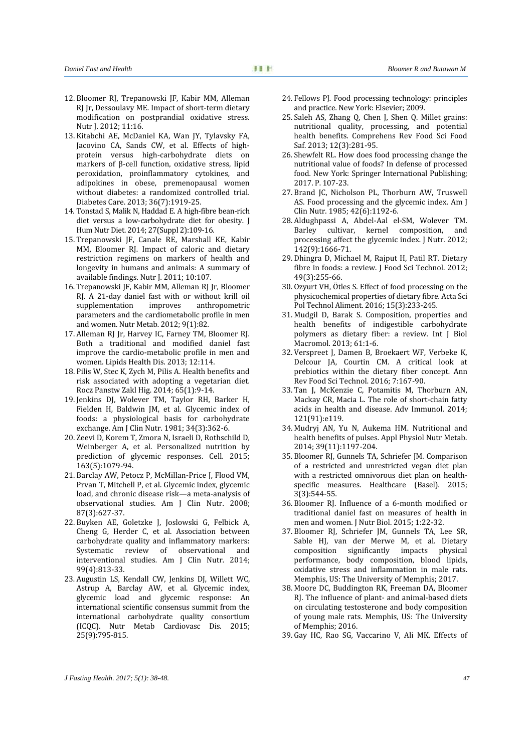12. Bloomer RJ, Trepanowski JF, Kabir MM, Alleman RJ Jr, Dessoulavy ME. Impact of short-term dietary modification on postprandial oxidative stress. Nutr J. 2012; 11:16.
13. Kitabchi AE, McDaniel KA, Wan JY, Tylavsky FA, Jacovino CA, Sands CW, et al. Effects of high-protein versus high-carbohydrate diets on markers of β-cell function, oxidative stress, lipid peroxidation, proinflammatory cytokines, and adipokines in obese, premenopausal women without diabetes: a randomized controlled trial. Diabetes Care. 2013; 36(7):1919-25.
14. Tonstad S, Malik N, Haddad E. A high-fibre bean-rich diet versus a low-carbohydrate diet for obesity. J Hum Nutr Diet. 2014; 27(Suppl 2):109-16.
15. Trepanowski JF, Canale RE, Marshall KE, Kabir MM, Bloomer RJ. Impact of caloric and dietary restriction regimens on markers of health and longevity in humans and animals: A summary of available findings. Nutr J. 2011; 10:107.
16. Trepanowski JF, Kabir MM, Alleman RJ Jr, Bloomer RJ. A 21-day daniel fast with or without krill oil supplementation improves anthropometric parameters and the cardiometabolic profile in men and women. Nutr Metab. 2012; 9(1):82.
17. Alleman RJ Jr, Harvey IC, Farney TM, Bloomer RJ. Both a traditional and modified daniel fast improve the cardio-metabolic profile in men and women. Lipids Health Dis. 2013; 12:114.
18. Pilis W, Stec K, Zych M, Pilis A. Health benefits and risk associated with adopting a vegetarian diet. Rocz Panstw Zakl Hig. 2014; 65(1):9-14.
19. Jenkins DJ, Wolever TM, Taylor RH, Barker H, Fielden H, Baldwin JM, et al. Glycemic index of foods: a physiological basis for carbohydrate exchange. Am J Clin Nutr. 1981; 34(3):362-6.
20. Zeevi D, Korem T, Zmora N, Israeli D, Rothschild D, Weinberger A, et al. Personalized nutrition by prediction of glycemic responses. Cell. 2015; 163(5):1079-94.
21. Barclay AW, Petocz P, McMillan-Price J, Flood VM, Prvan T, Mitchell P, et al. Glycemic index, glycemic load, and chronic disease risk—a meta-analysis of observational studies. Am J Clin Nutr. 2008; 87(3):627-37.
22. Buyken AE, Goletzke J, Joslowski G, Felbick A, Cheng G, Herder C, et al. Association between carbohydrate quality and inflammatory markers: Systematic review of observational and interventional studies. Am J Clin Nutr. 2014; 99(4):813-33.
23. Augustin LS, Kendall CW, Jenkins DJ, Willett WC, Astrup A, Barclay AW, et al. Glycemic index, glycemic load and glycemic response: An international scientific consensus summit from the international carbohydrate quality consortium (ICQC). Nutr Metab Cardiovasc Dis. 2015; 25(9):795-815.
24. Fellows PJ. Food processing technology: principles and practice. New York: Elsevier; 2009.
25. Saleh AS, Zhang Q, Chen J, Shen Q. Millet grains: nutritional quality, processing, and potential health benefits. Comprehens Rev Food Sci Food Saf. 2013; 12(3):281-95.
26. Shewfelt RL. How does food processing change the nutritional value of foods? In defense of processed food. New York: Springer International Publishing; 2017. P. 107-23.
27. Brand JC, Nicholson PL, Thorburn AW, Truswell AS. Food processing and the glycemic index. Am J Clin Nutr. 1985; 42(6):1192-6.
28. Aldughpassi A, Abdel-Aal el-SM, Wolever TM. Barley cultivar, kernel composition, and processing affect the glycemic index. J Nutr. 2012; 142(9):1666-71.
29. Dhingra D, Michael M, Rajput H, Patil RT. Dietary fibre in foods: a review. J Food Sci Technol. 2012; 49(3):255-66.
30. Ozyurt VH, Ötles S. Effect of food processing on the physicochemical properties of dietary fibre. Acta Sci Pol Technol Aliment. 2016; 15(3):233-245.
31. Mudgil D, Barak S. Composition, properties and health benefits of indigestible carbohydrate polymers as dietary fiber: a review. Int J Biol Macromol. 2013; 61:1-6.
32. Verspreet J, Damen B, Broekaert WF, Verbeke K, Delcour JA, Courtin CM. A critical look at prebiotics within the dietary fiber concept. Ann Rev Food Sci Technol. 2016; 7:167-90.
33. Tan J, McKenzie C, Potamitis M, Thorburn AN, Mackay CR, Macia L. The role of short-chain fatty acids in health and disease. Adv Immunol. 2014; 121(91):e119.
34. Mudryj AN, Yu N, Aukema HM. Nutritional and health benefits of pulses. Appl Physiol Nutr Metab. 2014; 39(11):1197-204.
35. Bloomer RJ, Gunnels TA, Schriefer JM. Comparison of a restricted and unrestricted vegan diet plan with a restricted omnivorous diet plan on health-specific measures. Healthcare (Basel). 2015; 3(3):544-55.
36. Bloomer RJ. Influence of a 6-month modified or traditional daniel fast on measures of health in men and women. J Nutr Biol. 2015; 1:22-32.
37. Bloomer RJ, Schriefer JM, Gunnels TA, Lee SR, Sable HJ, van der Merwe M, et al. Dietary composition significantly impacts physical performance, body composition, blood lipids, oxidative stress and inflammation in male rats. Memphis, US: The University of Memphis; 2017.
38. Moore DC, Buddington RK, Freeman DA, Bloomer RJ. The influence of plant- and animal-based diets on circulating testosterone and body composition of young male rats. Memphis, US: The University of Memphis; 2016.
39. Gay HC, Rao SG, Vaccarino V, Ali MK. Effects of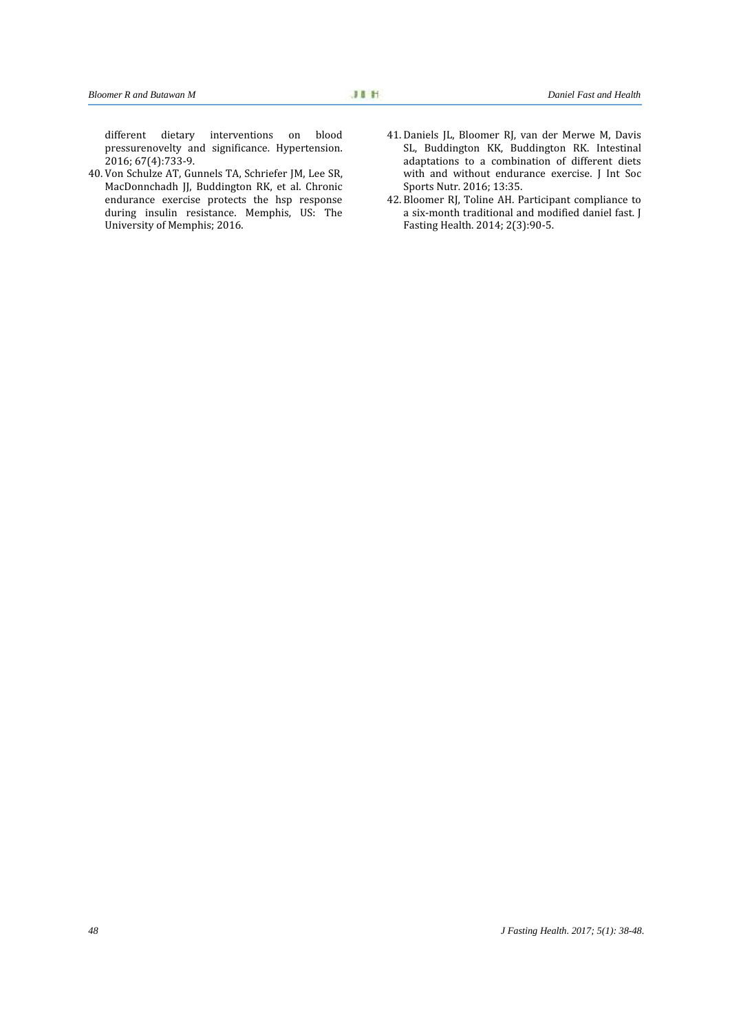different dietary interventions on blood pressurenovelty and significance. Hypertension. 2016; 67(4):733-9.

40. Von Schulze AT, Gunnels TA, Schriefer JM, Lee SR, MacDonnchadh JJ, Buddington RK, et al. Chronic endurance exercise protects the hsp response during insulin resistance. Memphis, US: The University of Memphis; 2016.

41. Daniels JL, Bloomer RJ, van der Merwe M, Davis SL, Buddington KK, Buddington RK. Intestinal adaptations to a combination of different diets with and without endurance exercise. J Int Soc Sports Nutr. 2016; 13:35.

42. Bloomer RJ, Toline AH. Participant compliance to a six-month traditional and modified daniel fast. J Fasting Health. 2014; 2(3):90-5.